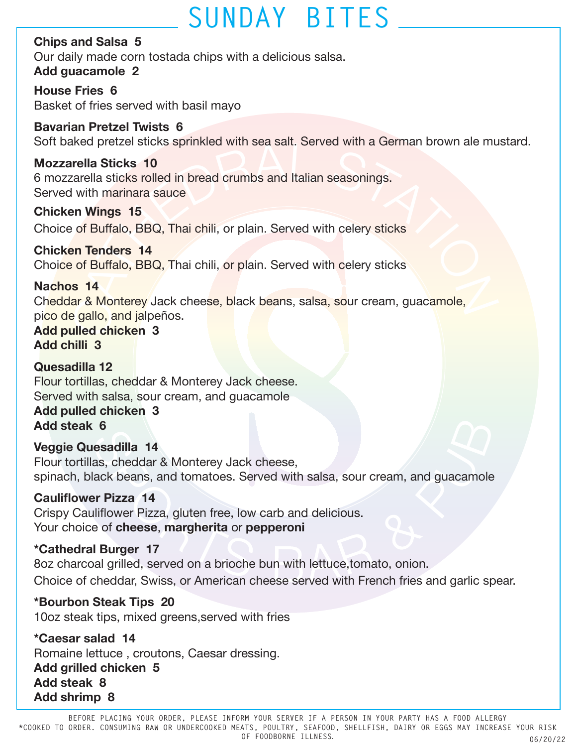# SUNDAY BITES

**Chips and Salsa 5**
Our daily made corn tostada chips with a delicious salsa.
**Add guacamole 2**

**House Fries 6**
Basket of fries served with basil mayo

**Bavarian Pretzel Twists 6**
Soft baked pretzel sticks sprinkled with sea salt. Served with a German brown ale mustard.

**Mozzarella Sticks 10**
6 mozzarella sticks rolled in bread crumbs and Italian seasonings.
Served with marinara sauce

**Chicken Wings 15**
Choice of Buffalo, BBQ, Thai chili, or plain. Served with celery sticks

**Chicken Tenders 14**
Choice of Buffalo, BBQ, Thai chili, or plain. Served with celery sticks

**Nachos 14**
Cheddar & Monterey Jack cheese, black beans, salsa, sour cream, guacamole, pico de gallo, and jalpeños.
**Add pulled chicken 3**
**Add chilli 3**

**Quesadilla 12**
Flour tortillas, cheddar & Monterey Jack cheese.
Served with salsa, sour cream, and guacamole
**Add pulled chicken 3**
**Add steak 6**

**Veggie Quesadilla 14**
Flour tortillas, cheddar & Monterey Jack cheese,
spinach, black beans, and tomatoes. Served with salsa, sour cream, and guacamole

**Cauliflower Pizza 14**
Crispy Cauliflower Pizza, gluten free, low carb and delicious.
Your choice of **cheese**, **margherita** or **pepperoni**

***Cathedral Burger 17**
8oz charcoal grilled, served on a brioche bun with lettuce,tomato, onion.
Choice of cheddar, Swiss, or American cheese served with French fries and garlic spear.

***Bourbon Steak Tips 20**
10oz steak tips, mixed greens,served with fries

***Caesar salad 14**
Romaine lettuce , croutons, Caesar dressing.
**Add grilled chicken 5**
**Add steak 8**
**Add shrimp 8**

BEFORE PLACING YOUR ORDER, PLEASE INFORM YOUR SERVER IF A PERSON IN YOUR PARTY HAS A FOOD ALLERGY
*COOKED TO ORDER. CONSUMING RAW OR UNDERCOOKED MEATS, POULTRY, SEAFOOD, SHELLFISH, DAIRY OR EGGS MAY INCREASE YOUR RISK OF FOODBORNE ILLNESS.

06/20/22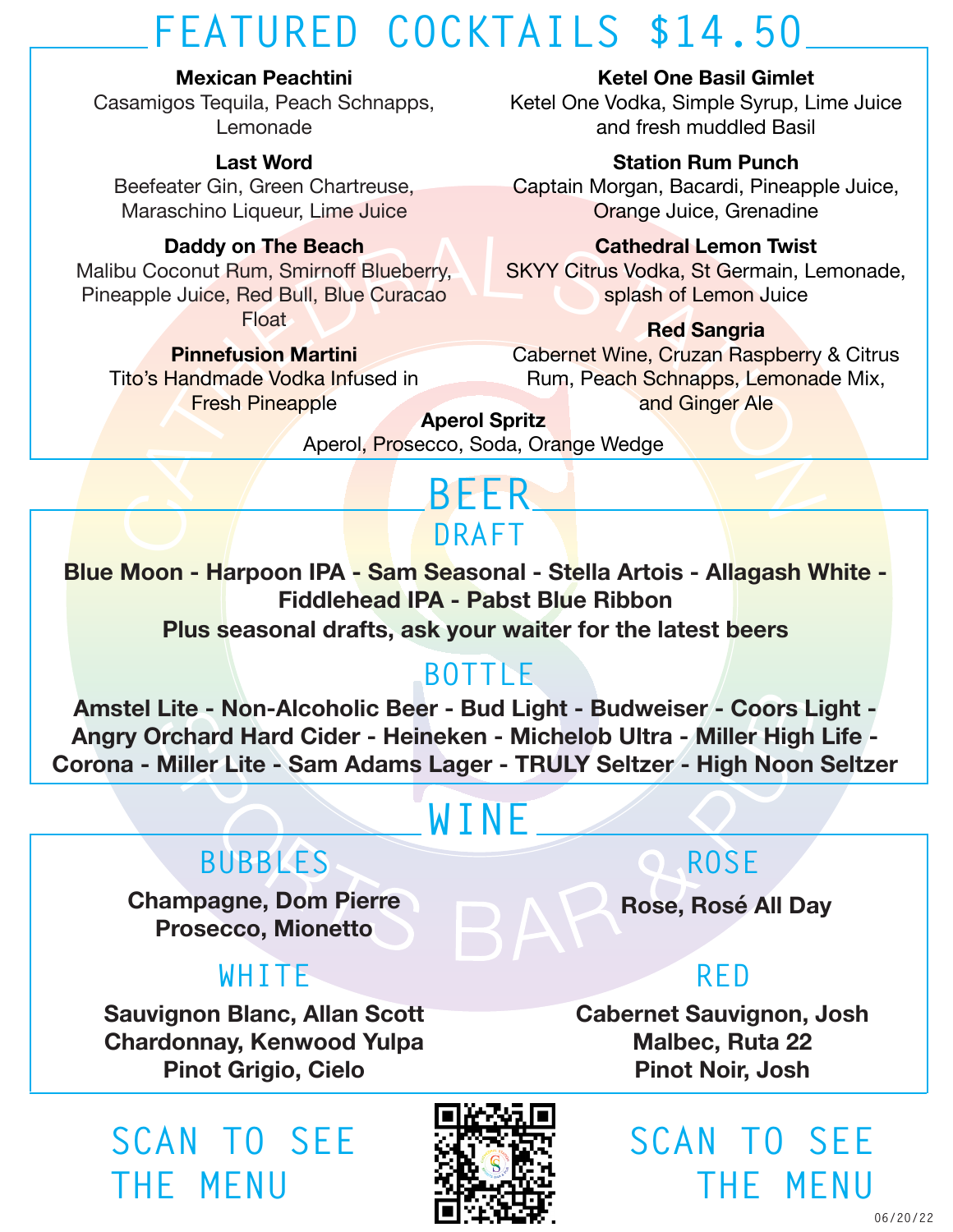# FEATURED COCKTAILS $14.50

**Mexican Peachtini**
Casamigos Tequila, Peach Schnapps, Lemonade

**Last Word**
Beefeater Gin, Green Chartreuse, Maraschino Liqueur, Lime Juice

**Daddy on The Beach**
Malibu Coconut Rum, Smirnoff Blueberry, Pineapple Juice, Red Bull, Blue Curacao Float

**Pinnefusion Martini**
Tito's Handmade Vodka Infused in Fresh Pineapple

**Ketel One Basil Gimlet**
Ketel One Vodka, Simple Syrup, Lime Juice and fresh muddled Basil

**Station Rum Punch**
Captain Morgan, Bacardi, Pineapple Juice, Orange Juice, Grenadine

**Cathedral Lemon Twist**
SKYY Citrus Vodka, St Germain, Lemonade, splash of Lemon Juice

**Red Sangria**
Cabernet Wine, Cruzan Raspberry & Citrus Rum, Peach Schnapps, Lemonade Mix, and Ginger Ale

**Aperol Spritz**
Aperol, Prosecco, Soda, Orange Wedge

# BEER

## DRAFT

**Blue Moon - Harpoon IPA - Sam Seasonal - Stella Artois - Allagash White - Fiddlehead IPA - Pabst Blue Ribbon**

**Plus seasonal drafts, ask your waiter for the latest beers**

## BOTTLE

**Amstel Lite - Non-Alcoholic Beer - Bud Light - Budweiser - Coors Light - Angry Orchard Hard Cider - Heineken - Michelob Ultra - Miller High Life - Corona - Miller Lite - Sam Adams Lager - TRULY Seltzer - High Noon Seltzer**

# WINE

## BUBBLES

**Champagne, Dom Pierre**
**Prosecco, Mionetto**

## ROSE

**Rose, Rosé All Day**

## WHITE

**Sauvignon Blanc, Allan Scott**
**Chardonnay, Kenwood Yulpa**
**Pinot Grigio, Cielo**

## RED

**Cabernet Sauvignon, Josh**
**Malbec, Ruta 22**
**Pinot Noir, Josh**

SCAN TO SEE THE MENU

SCAN TO SEE THE MENU

06/20/22